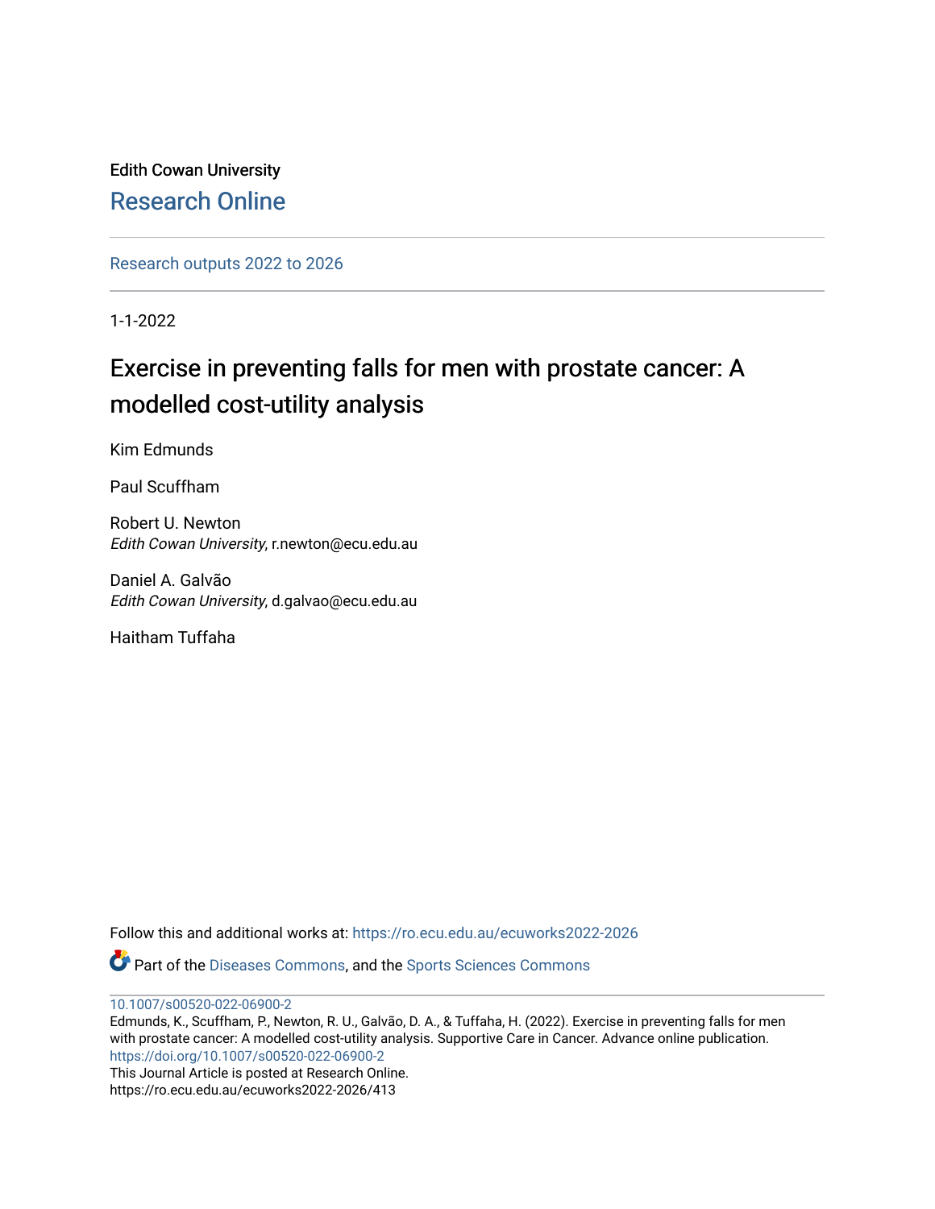Edith Cowan University

Research Online

Research outputs 2022 to 2026

1-1-2022

# Exercise in preventing falls for men with prostate cancer: A modelled cost-utility analysis

Kim Edmunds

Paul Scuffham

Robert U. Newton
*Edith Cowan University*, r.newton@ecu.edu.au

Daniel A. Galvão
*Edith Cowan University*, d.galvao@ecu.edu.au

Haitham Tuffaha

Follow this and additional works at: https://ro.ecu.edu.au/ecuworks2022-2026

Part of the Diseases Commons, and the Sports Sciences Commons

10.1007/s00520-022-06900-2
Edmunds, K., Scuffham, P., Newton, R. U., Galvão, D. A., & Tuffaha, H. (2022). Exercise in preventing falls for men with prostate cancer: A modelled cost-utility analysis. Supportive Care in Cancer. Advance online publication. https://doi.org/10.1007/s00520-022-06900-2
This Journal Article is posted at Research Online.
https://ro.ecu.edu.au/ecuworks2022-2026/413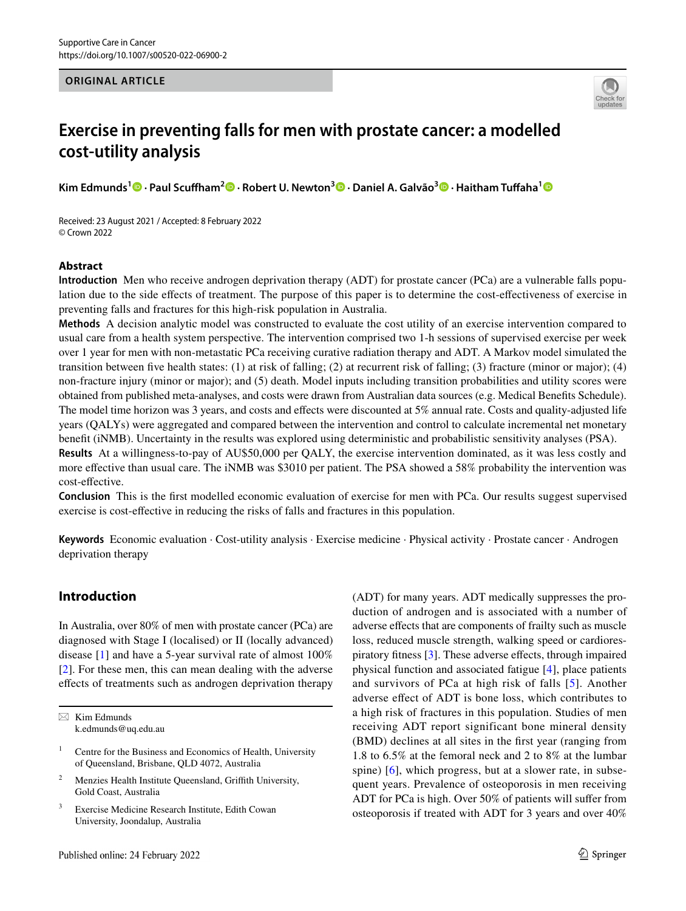# Exercise in preventing falls for men with prostate cancer: a modelled cost-utility analysis

**Kim Edmunds[1] · Paul Scuffham[2] · Robert U. Newton[3] · Daniel A. Galvão[3] · Haitham Tuffaha[1]**

Received: 23 August 2021 / Accepted: 8 February 2022
© Crown 2022

## Abstract

**Introduction** Men who receive androgen deprivation therapy (ADT) for prostate cancer (PCa) are a vulnerable falls population due to the side effects of treatment. The purpose of this paper is to determine the cost-effectiveness of exercise in preventing falls and fractures for this high-risk population in Australia.

**Methods** A decision analytic model was constructed to evaluate the cost utility of an exercise intervention compared to usual care from a health system perspective. The intervention comprised two 1-h sessions of supervised exercise per week over 1 year for men with non-metastatic PCa receiving curative radiation therapy and ADT. A Markov model simulated the transition between five health states: (1) at risk of falling; (2) at recurrent risk of falling; (3) fracture (minor or major); (4) non-fracture injury (minor or major); and (5) death. Model inputs including transition probabilities and utility scores were obtained from published meta-analyses, and costs were drawn from Australian data sources (e.g. Medical Benefits Schedule). The model time horizon was 3 years, and costs and effects were discounted at 5% annual rate. Costs and quality-adjusted life years (QALYs) were aggregated and compared between the intervention and control to calculate incremental net monetary benefit (iNMB). Uncertainty in the results was explored using deterministic and probabilistic sensitivity analyses (PSA).

**Results** At a willingness-to-pay of AU$50,000 per QALY, the exercise intervention dominated, as it was less costly and more effective than usual care. The iNMB was $3010 per patient. The PSA showed a 58% probability the intervention was cost-effective.

**Conclusion** This is the first modelled economic evaluation of exercise for men with PCa. Our results suggest supervised exercise is cost-effective in reducing the risks of falls and fractures in this population.

**Keywords** Economic evaluation · Cost-utility analysis · Exercise medicine · Physical activity · Prostate cancer · Androgen deprivation therapy

## Introduction

In Australia, over 80% of men with prostate cancer (PCa) are diagnosed with Stage I (localised) or II (locally advanced) disease [1] and have a 5-year survival rate of almost 100% [2]. For these men, this can mean dealing with the adverse effects of treatments such as androgen deprivation therapy (ADT) for many years. ADT medically suppresses the production of androgen and is associated with a number of adverse effects that are components of frailty such as muscle loss, reduced muscle strength, walking speed or cardiorespiratory fitness [3]. These adverse effects, through impaired physical function and associated fatigue [4], place patients and survivors of PCa at high risk of falls [5]. Another adverse effect of ADT is bone loss, which contributes to a high risk of fractures in this population. Studies of men receiving ADT report significant bone mineral density (BMD) declines at all sites in the first year (ranging from 1.8 to 6.5% at the femoral neck and 2 to 8% at the lumbar spine) [6], which progress, but at a slower rate, in subsequent years. Prevalence of osteoporosis in men receiving ADT for PCa is high. Over 50% of patients will suffer from osteoporosis if treated with ADT for 3 years and over 40%

✉ Kim Edmunds
k.edmunds@uq.edu.au

[1] Centre for the Business and Economics of Health, University of Queensland, Brisbane, QLD 4072, Australia

[2] Menzies Health Institute Queensland, Griffith University, Gold Coast, Australia

[3] Exercise Medicine Research Institute, Edith Cowan University, Joondalup, Australia

Published online: 24 February 2022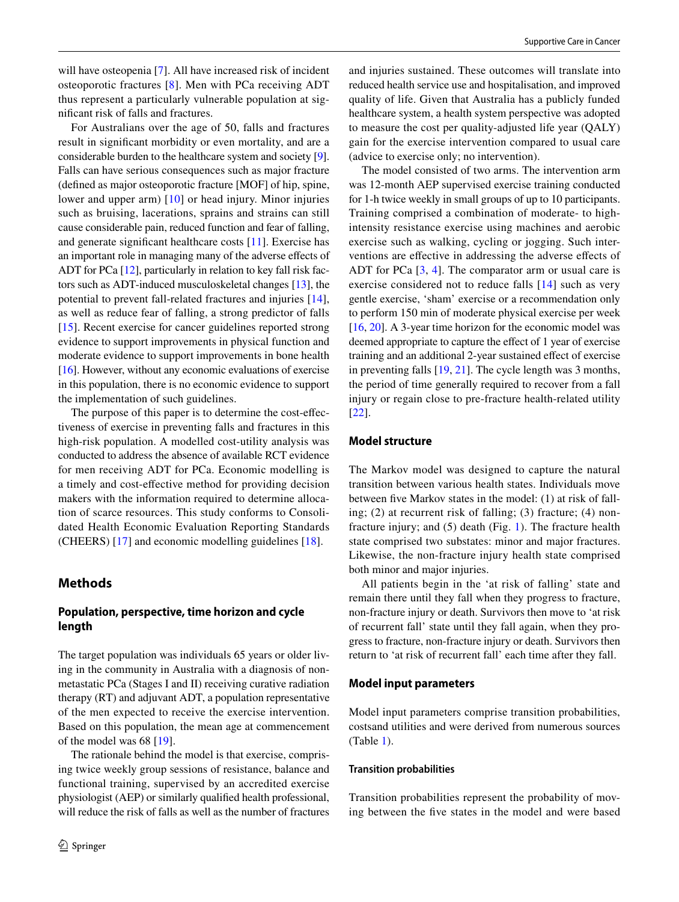will have osteopenia [7]. All have increased risk of incident osteoporotic fractures [8]. Men with PCa receiving ADT thus represent a particularly vulnerable population at significant risk of falls and fractures.

For Australians over the age of 50, falls and fractures result in significant morbidity or even mortality, and are a considerable burden to the healthcare system and society [9]. Falls can have serious consequences such as major fracture (defined as major osteoporotic fracture [MOF] of hip, spine, lower and upper arm) [10] or head injury. Minor injuries such as bruising, lacerations, sprains and strains can still cause considerable pain, reduced function and fear of falling, and generate significant healthcare costs [11]. Exercise has an important role in managing many of the adverse effects of ADT for PCa [12], particularly in relation to key fall risk factors such as ADT-induced musculoskeletal changes [13], the potential to prevent fall-related fractures and injuries [14], as well as reduce fear of falling, a strong predictor of falls [15]. Recent exercise for cancer guidelines reported strong evidence to support improvements in physical function and moderate evidence to support improvements in bone health [16]. However, without any economic evaluations of exercise in this population, there is no economic evidence to support the implementation of such guidelines.

The purpose of this paper is to determine the cost-effectiveness of exercise in preventing falls and fractures in this high-risk population. A modelled cost-utility analysis was conducted to address the absence of available RCT evidence for men receiving ADT for PCa. Economic modelling is a timely and cost-effective method for providing decision makers with the information required to determine allocation of scarce resources. This study conforms to Consolidated Health Economic Evaluation Reporting Standards (CHEERS) [17] and economic modelling guidelines [18].

## Methods

### Population, perspective, time horizon and cycle length

The target population was individuals 65 years or older living in the community in Australia with a diagnosis of non-metastatic PCa (Stages I and II) receiving curative radiation therapy (RT) and adjuvant ADT, a population representative of the men expected to receive the exercise intervention. Based on this population, the mean age at commencement of the model was 68 [19].

The rationale behind the model is that exercise, comprising twice weekly group sessions of resistance, balance and functional training, supervised by an accredited exercise physiologist (AEP) or similarly qualified health professional, will reduce the risk of falls as well as the number of fractures and injuries sustained. These outcomes will translate into reduced health service use and hospitalisation, and improved quality of life. Given that Australia has a publicly funded healthcare system, a health system perspective was adopted to measure the cost per quality-adjusted life year (QALY) gain for the exercise intervention compared to usual care (advice to exercise only; no intervention).

The model consisted of two arms. The intervention arm was 12-month AEP supervised exercise training conducted for 1-h twice weekly in small groups of up to 10 participants. Training comprised a combination of moderate- to high-intensity resistance exercise using machines and aerobic exercise such as walking, cycling or jogging. Such interventions are effective in addressing the adverse effects of ADT for PCa [3, 4]. The comparator arm or usual care is exercise considered not to reduce falls [14] such as very gentle exercise, 'sham' exercise or a recommendation only to perform 150 min of moderate physical exercise per week [16, 20]. A 3-year time horizon for the economic model was deemed appropriate to capture the effect of 1 year of exercise training and an additional 2-year sustained effect of exercise in preventing falls [19, 21]. The cycle length was 3 months, the period of time generally required to recover from a fall injury or regain close to pre-fracture health-related utility [22].

### Model structure

The Markov model was designed to capture the natural transition between various health states. Individuals move between five Markov states in the model: (1) at risk of falling; (2) at recurrent risk of falling; (3) fracture; (4) non-fracture injury; and (5) death (Fig. 1). The fracture health state comprised two substates: minor and major fractures. Likewise, the non-fracture injury health state comprised both minor and major injuries.

All patients begin in the 'at risk of falling' state and remain there until they fall when they progress to fracture, non-fracture injury or death. Survivors then move to 'at risk of recurrent fall' state until they fall again, when they progress to fracture, non-fracture injury or death. Survivors then return to 'at risk of recurrent fall' each time after they fall.

### Model input parameters

Model input parameters comprise transition probabilities, costsand utilities and were derived from numerous sources (Table 1).

#### Transition probabilities

Transition probabilities represent the probability of moving between the five states in the model and were based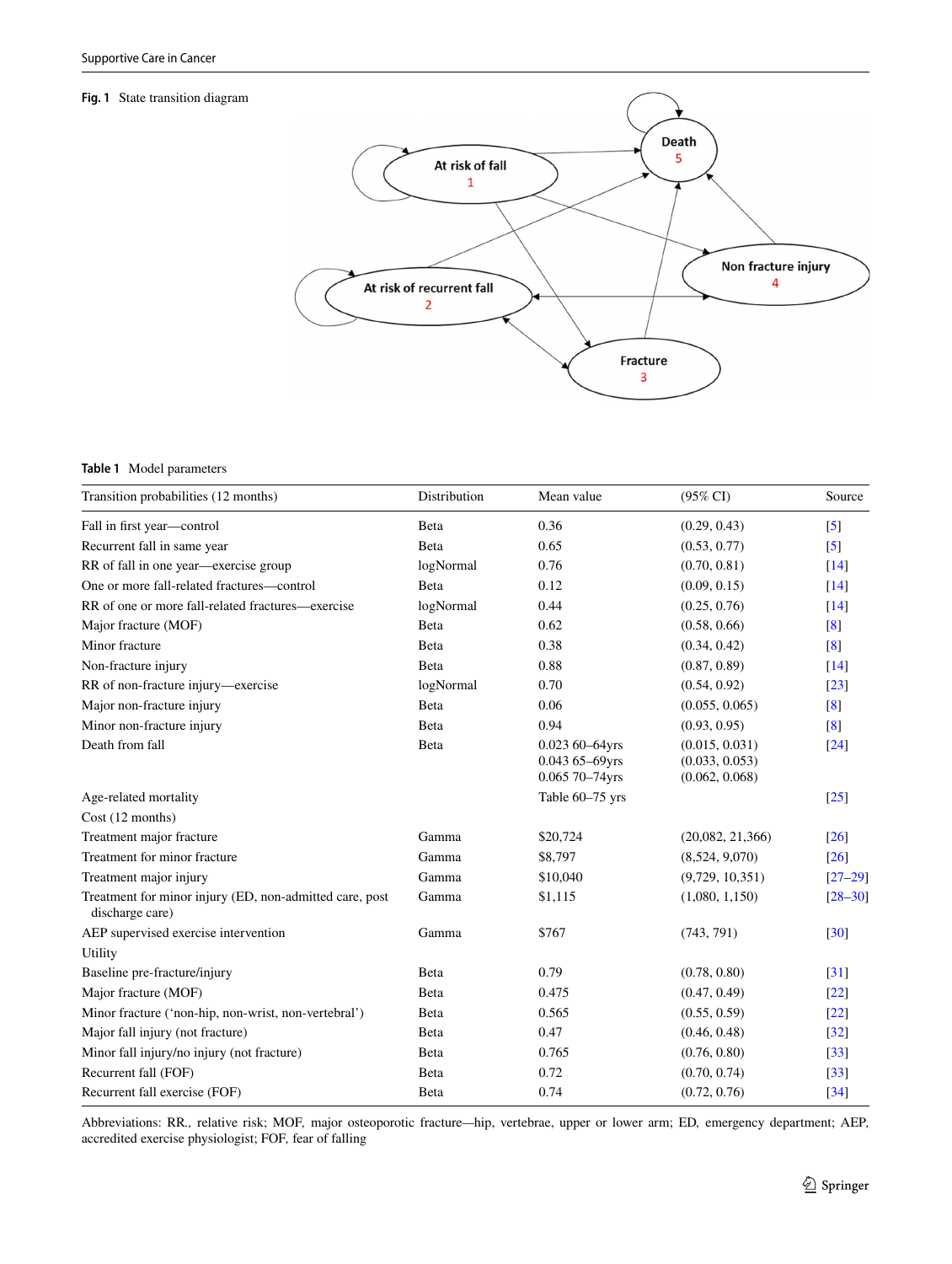**Fig. 1** State transition diagram

**Table 1** Model parameters

| Transition probabilities (12 months) | Distribution | Mean value | (95% CI) | Source |
|---|---|---|---|---|
| Fall in first year—control | Beta | 0.36 | (0.29, 0.43) | [5] |
| Recurrent fall in same year | Beta | 0.65 | (0.53, 0.77) | [5] |
| RR of fall in one year—exercise group | logNormal | 0.76 | (0.70, 0.81) | [14] |
| One or more fall-related fractures—control | Beta | 0.12 | (0.09, 0.15) | [14] |
| RR of one or more fall-related fractures—exercise | logNormal | 0.44 | (0.25, 0.76) | [14] |
| Major fracture (MOF) | Beta | 0.62 | (0.58, 0.66) | [8] |
| Minor fracture | Beta | 0.38 | (0.34, 0.42) | [8] |
| Non-fracture injury | Beta | 0.88 | (0.87, 0.89) | [14] |
| RR of non-fracture injury—exercise | logNormal | 0.70 | (0.54, 0.92) | [23] |
| Major non-fracture injury | Beta | 0.06 | (0.055, 0.065) | [8] |
| Minor non-fracture injury | Beta | 0.94 | (0.93, 0.95) | [8] |
| Death from fall | Beta | 0.023 60–64yrs<br>0.043 65–69yrs<br>0.065 70–74yrs | (0.015, 0.031)<br>(0.033, 0.053)<br>(0.062, 0.068) | [24] |
| Age-related mortality | | Table 60–75 yrs | | [25] |
| Cost (12 months) | | | | |
| Treatment major fracture | Gamma | $20,724 | (20,082, 21,366) | [26] |
| Treatment for minor fracture | Gamma | $8,797 | (8,524, 9,070) | [26] |
| Treatment major injury | Gamma | $10,040 | (9,729, 10,351) | [27–29] |
| Treatment for minor injury (ED, non-admitted care, post discharge care) | Gamma | $1,115 | (1,080, 1,150) | [28–30] |
| AEP supervised exercise intervention | Gamma | $767 | (743, 791) | [30] |
| Utility | | | | |
| Baseline pre-fracture/injury | Beta | 0.79 | (0.78, 0.80) | [31] |
| Major fracture (MOF) | Beta | 0.475 | (0.47, 0.49) | [22] |
| Minor fracture ('non-hip, non-wrist, non-vertebral') | Beta | 0.565 | (0.55, 0.59) | [22] |
| Major fall injury (not fracture) | Beta | 0.47 | (0.46, 0.48) | [32] |
| Minor fall injury/no injury (not fracture) | Beta | 0.765 | (0.76, 0.80) | [33] |
| Recurrent fall (FOF) | Beta | 0.72 | (0.70, 0.74) | [33] |
| Recurrent fall exercise (FOF) | Beta | 0.74 | (0.72, 0.76) | [34] |

Abbreviations: RR., relative risk; MOF, major osteoporotic fracture—hip, vertebrae, upper or lower arm; ED, emergency department; AEP, accredited exercise physiologist; FOF, fear of falling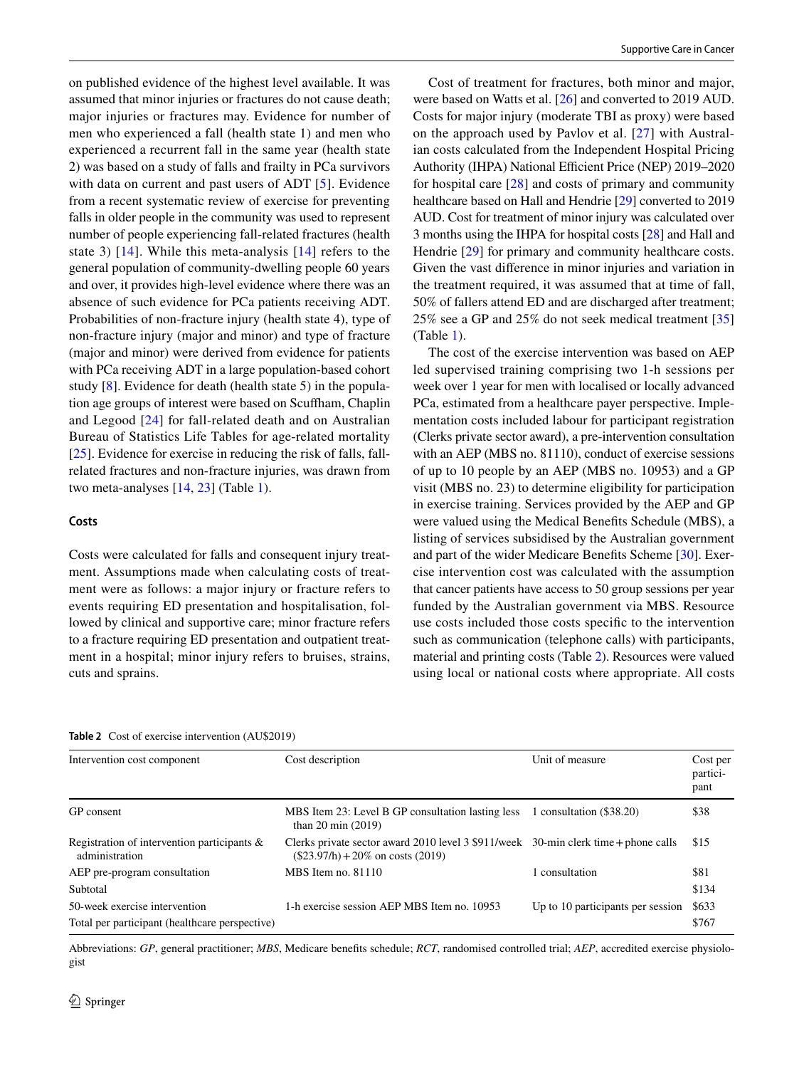on published evidence of the highest level available. It was assumed that minor injuries or fractures do not cause death; major injuries or fractures may. Evidence for number of men who experienced a fall (health state 1) and men who experienced a recurrent fall in the same year (health state 2) was based on a study of falls and frailty in PCa survivors with data on current and past users of ADT [5]. Evidence from a recent systematic review of exercise for preventing falls in older people in the community was used to represent number of people experiencing fall-related fractures (health state 3) [14]. While this meta-analysis [14] refers to the general population of community-dwelling people 60 years and over, it provides high-level evidence where there was an absence of such evidence for PCa patients receiving ADT. Probabilities of non-fracture injury (health state 4), type of non-fracture injury (major and minor) and type of fracture (major and minor) were derived from evidence for patients with PCa receiving ADT in a large population-based cohort study [8]. Evidence for death (health state 5) in the population age groups of interest were based on Scuffham, Chaplin and Legood [24] for fall-related death and on Australian Bureau of Statistics Life Tables for age-related mortality [25]. Evidence for exercise in reducing the risk of falls, fall-related fractures and non-fracture injuries, was drawn from two meta-analyses [14, 23] (Table 1).

### Costs

Costs were calculated for falls and consequent injury treatment. Assumptions made when calculating costs of treatment were as follows: a major injury or fracture refers to events requiring ED presentation and hospitalisation, followed by clinical and supportive care; minor fracture refers to a fracture requiring ED presentation and outpatient treatment in a hospital; minor injury refers to bruises, strains, cuts and sprains.

Cost of treatment for fractures, both minor and major, were based on Watts et al. [26] and converted to 2019 AUD. Costs for major injury (moderate TBI as proxy) were based on the approach used by Pavlov et al. [27] with Australian costs calculated from the Independent Hospital Pricing Authority (IHPA) National Efficient Price (NEP) 2019–2020 for hospital care [28] and costs of primary and community healthcare based on Hall and Hendrie [29] converted to 2019 AUD. Cost for treatment of minor injury was calculated over 3 months using the IHPA for hospital costs [28] and Hall and Hendrie [29] for primary and community healthcare costs. Given the vast difference in minor injuries and variation in the treatment required, it was assumed that at time of fall, 50% of fallers attend ED and are discharged after treatment; 25% see a GP and 25% do not seek medical treatment [35] (Table 1).

The cost of the exercise intervention was based on AEP led supervised training comprising two 1-h sessions per week over 1 year for men with localised or locally advanced PCa, estimated from a healthcare payer perspective. Implementation costs included labour for participant registration (Clerks private sector award), a pre-intervention consultation with an AEP (MBS no. 81110), conduct of exercise sessions of up to 10 people by an AEP (MBS no. 10953) and a GP visit (MBS no. 23) to determine eligibility for participation in exercise training. Services provided by the AEP and GP were valued using the Medical Benefits Schedule (MBS), a listing of services subsidised by the Australian government and part of the wider Medicare Benefits Scheme [30]. Exercise intervention cost was calculated with the assumption that cancer patients have access to 50 group sessions per year funded by the Australian government via MBS. Resource use costs included those costs specific to the intervention such as communication (telephone calls) with participants, material and printing costs (Table 2). Resources were valued using local or national costs where appropriate. All costs

**Table 2** Cost of exercise intervention (AU$2019)

| Intervention cost component | Cost description | Unit of measure | Cost per participant |
|---|---|---|---|
| GP consent | MBS Item 23: Level B GP consultation lasting less than 20 min (2019) | 1 consultation ($38.20) | $38 |
| Registration of intervention participants & administration | Clerks private sector award 2010 level 3 $911/week ($23.97/h) + 20% on costs (2019) | 30-min clerk time + phone calls | $15 |
| AEP pre-program consultation | MBS Item no. 81110 | 1 consultation | $81 |
| Subtotal | | | $134 |
| 50-week exercise intervention | 1-h exercise session AEP MBS Item no. 10953 | Up to 10 participants per session | $633 |
| Total per participant (healthcare perspective) | | | $767 |

Abbreviations: *GP*, general practitioner; *MBS*, Medicare benefits schedule; *RCT*, randomised controlled trial; *AEP*, accredited exercise physiologist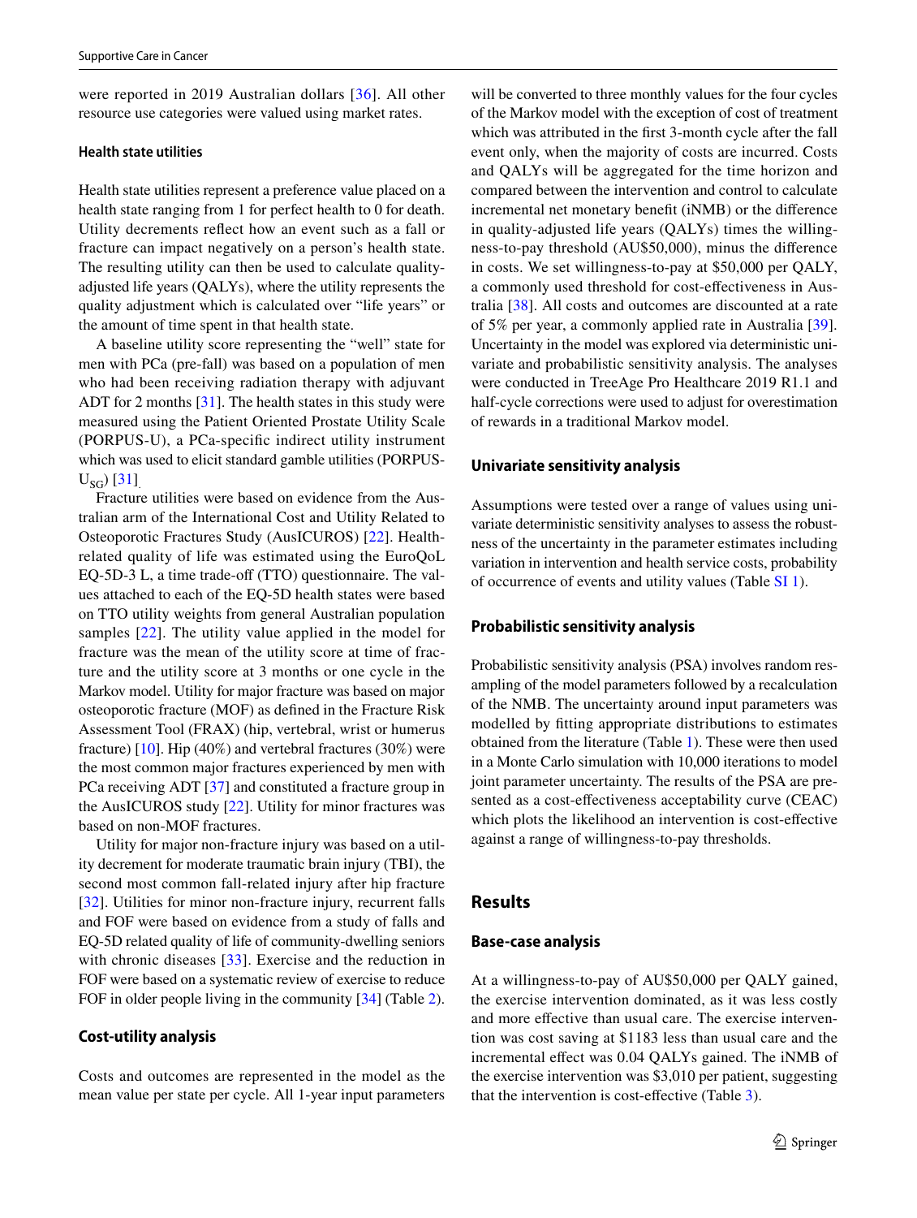were reported in 2019 Australian dollars [36]. All other resource use categories were valued using market rates.

### Health state utilities

Health state utilities represent a preference value placed on a health state ranging from 1 for perfect health to 0 for death. Utility decrements reflect how an event such as a fall or fracture can impact negatively on a person's health state. The resulting utility can then be used to calculate quality-adjusted life years (QALYs), where the utility represents the quality adjustment which is calculated over "life years" or the amount of time spent in that health state.

A baseline utility score representing the "well" state for men with PCa (pre-fall) was based on a population of men who had been receiving radiation therapy with adjuvant ADT for 2 months [31]. The health states in this study were measured using the Patient Oriented Prostate Utility Scale (PORPUS-U), a PCa-specific indirect utility instrument which was used to elicit standard gamble utilities (PORPUS-$U_{SG}$) [31].

Fracture utilities were based on evidence from the Australian arm of the International Cost and Utility Related to Osteoporotic Fractures Study (AusICUROS) [22]. Health-related quality of life was estimated using the EuroQoL EQ-5D-3 L, a time trade-off (TTO) questionnaire. The values attached to each of the EQ-5D health states were based on TTO utility weights from general Australian population samples [22]. The utility value applied in the model for fracture was the mean of the utility score at time of fracture and the utility score at 3 months or one cycle in the Markov model. Utility for major fracture was based on major osteoporotic fracture (MOF) as defined in the Fracture Risk Assessment Tool (FRAX) (hip, vertebral, wrist or humerus fracture) [10]. Hip (40%) and vertebral fractures (30%) were the most common major fractures experienced by men with PCa receiving ADT [37] and constituted a fracture group in the AusICUROS study [22]. Utility for minor fractures was based on non-MOF fractures.

Utility for major non-fracture injury was based on a utility decrement for moderate traumatic brain injury (TBI), the second most common fall-related injury after hip fracture [32]. Utilities for minor non-fracture injury, recurrent falls and FOF were based on evidence from a study of falls and EQ-5D related quality of life of community-dwelling seniors with chronic diseases [33]. Exercise and the reduction in FOF were based on a systematic review of exercise to reduce FOF in older people living in the community [34] (Table 2).

### Cost-utility analysis

Costs and outcomes are represented in the model as the mean value per state per cycle. All 1-year input parameters will be converted to three monthly values for the four cycles of the Markov model with the exception of cost of treatment which was attributed in the first 3-month cycle after the fall event only, when the majority of costs are incurred. Costs and QALYs will be aggregated for the time horizon and compared between the intervention and control to calculate incremental net monetary benefit (iNMB) or the difference in quality-adjusted life years (QALYs) times the willingness-to-pay threshold (AU$50,000), minus the difference in costs. We set willingness-to-pay at $50,000 per QALY, a commonly used threshold for cost-effectiveness in Australia [38]. All costs and outcomes are discounted at a rate of 5% per year, a commonly applied rate in Australia [39]. Uncertainty in the model was explored via deterministic univariate and probabilistic sensitivity analysis. The analyses were conducted in TreeAge Pro Healthcare 2019 R1.1 and half-cycle corrections were used to adjust for overestimation of rewards in a traditional Markov model.

### Univariate sensitivity analysis

Assumptions were tested over a range of values using univariate deterministic sensitivity analyses to assess the robustness of the uncertainty in the parameter estimates including variation in intervention and health service costs, probability of occurrence of events and utility values (Table SI 1).

### Probabilistic sensitivity analysis

Probabilistic sensitivity analysis (PSA) involves random resampling of the model parameters followed by a recalculation of the NMB. The uncertainty around input parameters was modelled by fitting appropriate distributions to estimates obtained from the literature (Table 1). These were then used in a Monte Carlo simulation with 10,000 iterations to model joint parameter uncertainty. The results of the PSA are presented as a cost-effectiveness acceptability curve (CEAC) which plots the likelihood an intervention is cost-effective against a range of willingness-to-pay thresholds.

## Results

### Base-case analysis

At a willingness-to-pay of AU$50,000 per QALY gained, the exercise intervention dominated, as it was less costly and more effective than usual care. The exercise intervention was cost saving at $1183 less than usual care and the incremental effect was 0.04 QALYs gained. The iNMB of the exercise intervention was $3,010 per patient, suggesting that the intervention is cost-effective (Table 3).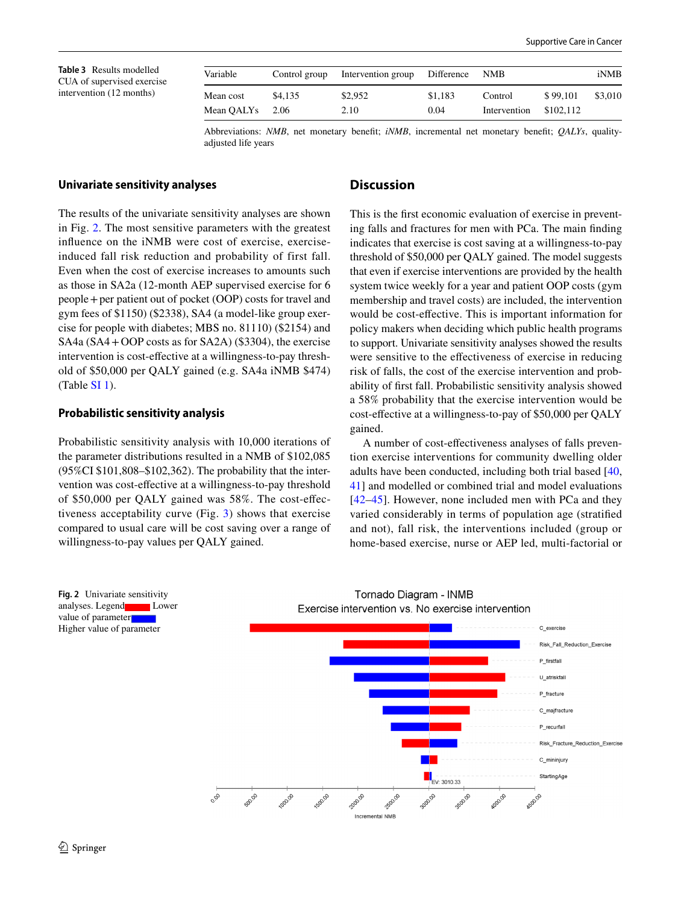**Table 3** Results modelled CUA of supervised exercise intervention (12 months)

| Variable | Control group | Intervention group | Difference | NMB | | iNMB |
|---|---|---|---|---|---|---|
| Mean cost | $4,135 | $2,952 | $1,183 | Control | $ 99,101 | $3,010 |
| Mean QALYs | 2.06 | 2.10 | 0.04 | Intervention | $102,112 | |

Abbreviations: *NMB*, net monetary benefit; *iNMB*, incremental net monetary benefit; *QALYs*, quality-adjusted life years

### Univariate sensitivity analyses

The results of the univariate sensitivity analyses are shown in Fig. 2. The most sensitive parameters with the greatest influence on the iNMB were cost of exercise, exercise-induced fall risk reduction and probability of first fall. Even when the cost of exercise increases to amounts such as those in SA2a (12-month AEP supervised exercise for 6 people + per patient out of pocket (OOP) costs for travel and gym fees of $1150) ($2338), SA4 (a model-like group exercise for people with diabetes; MBS no. 81110) ($2154) and SA4a (SA4 + OOP costs as for SA2A) ($3304), the exercise intervention is cost-effective at a willingness-to-pay threshold of $50,000 per QALY gained (e.g. SA4a iNMB $474) (Table SI 1).

### Probabilistic sensitivity analysis

Probabilistic sensitivity analysis with 10,000 iterations of the parameter distributions resulted in a NMB of $102,085 (95%CI $101,808–$102,362). The probability that the intervention was cost-effective at a willingness-to-pay threshold of $50,000 per QALY gained was 58%. The cost-effectiveness acceptability curve (Fig. 3) shows that exercise compared to usual care will be cost saving over a range of willingness-to-pay values per QALY gained.

## Discussion

This is the first economic evaluation of exercise in preventing falls and fractures for men with PCa. The main finding indicates that exercise is cost saving at a willingness-to-pay threshold of $50,000 per QALY gained. The model suggests that even if exercise interventions are provided by the health system twice weekly for a year and patient OOP costs (gym membership and travel costs) are included, the intervention would be cost-effective. This is important information for policy makers when deciding which public health programs to support. Univariate sensitivity analyses showed the results were sensitive to the effectiveness of exercise in reducing risk of falls, the cost of the exercise intervention and probability of first fall. Probabilistic sensitivity analysis showed a 58% probability that the exercise intervention would be cost-effective at a willingness-to-pay of $50,000 per QALY gained.

A number of cost-effectiveness analyses of falls prevention exercise interventions for community dwelling older adults have been conducted, including both trial based [40, 41] and modelled or combined trial and model evaluations [42–45]. However, none included men with PCa and they varied considerably in terms of population age (stratified and not), fall risk, the interventions included (group or home-based exercise, nurse or AEP led, multi-factorial or

**Fig. 2** Univariate sensitivity analyses. Legend: Red = Lower value of parameter; Blue = Higher value of parameter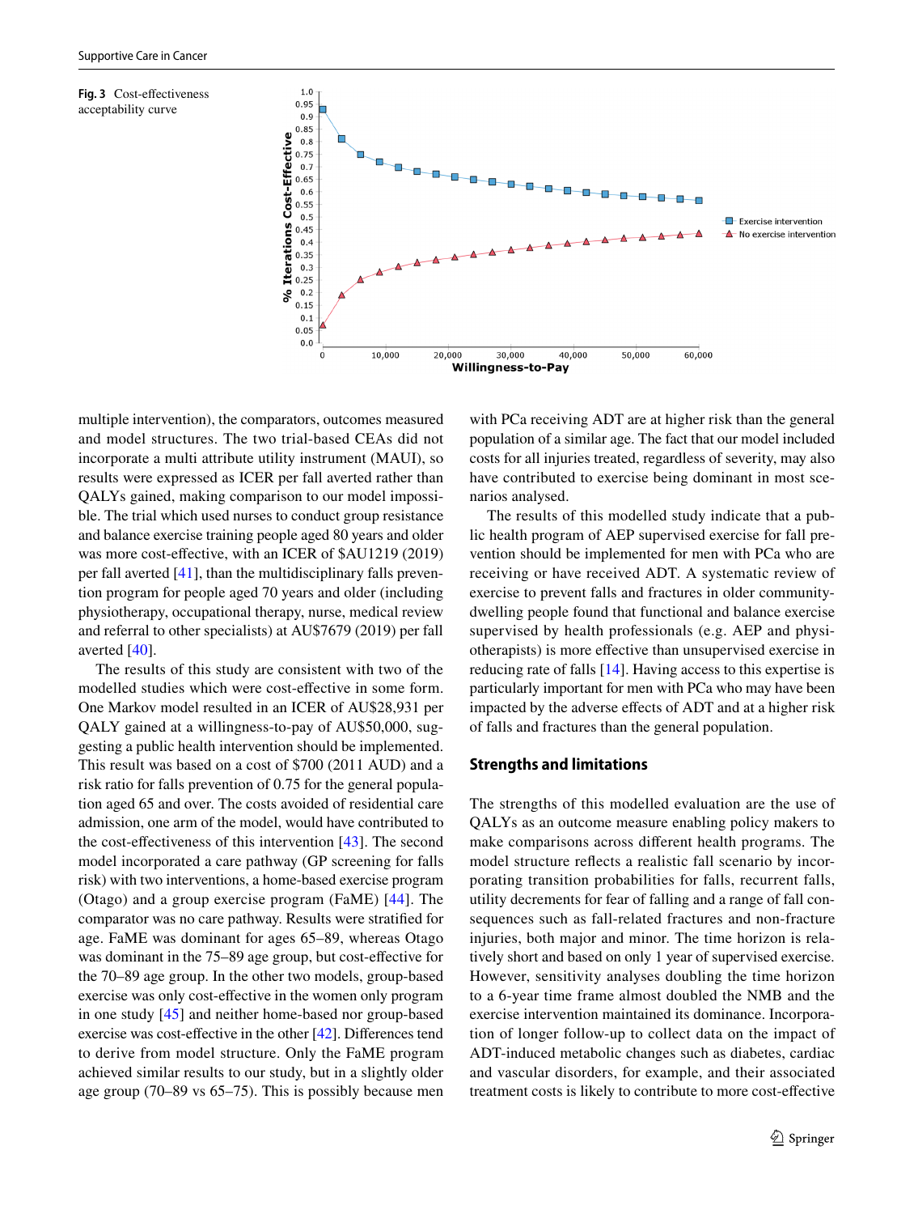**Fig. 3** Cost-effectiveness acceptability curve

multiple intervention), the comparators, outcomes measured and model structures. The two trial-based CEAs did not incorporate a multi attribute utility instrument (MAUI), so results were expressed as ICER per fall averted rather than QALYs gained, making comparison to our model impossible. The trial which used nurses to conduct group resistance and balance exercise training people aged 80 years and older was more cost-effective, with an ICER of $AU1219 (2019) per fall averted [41], than the multidisciplinary falls prevention program for people aged 70 years and older (including physiotherapy, occupational therapy, nurse, medical review and referral to other specialists) at AU$7679 (2019) per fall averted [40].

The results of this study are consistent with two of the modelled studies which were cost-effective in some form. One Markov model resulted in an ICER of AU$28,931 per QALY gained at a willingness-to-pay of AU$50,000, suggesting a public health intervention should be implemented. This result was based on a cost of $700 (2011 AUD) and a risk ratio for falls prevention of 0.75 for the general population aged 65 and over. The costs avoided of residential care admission, one arm of the model, would have contributed to the cost-effectiveness of this intervention [43]. The second model incorporated a care pathway (GP screening for falls risk) with two interventions, a home-based exercise program (Otago) and a group exercise program (FaME) [44]. The comparator was no care pathway. Results were stratified for age. FaME was dominant for ages 65–89, whereas Otago was dominant in the 75–89 age group, but cost-effective for the 70–89 age group. In the other two models, group-based exercise was only cost-effective in the women only program in one study [45] and neither home-based nor group-based exercise was cost-effective in the other [42]. Differences tend to derive from model structure. Only the FaME program achieved similar results to our study, but in a slightly older age group (70–89 vs 65–75). This is possibly because men with PCa receiving ADT are at higher risk than the general population of a similar age. The fact that our model included costs for all injuries treated, regardless of severity, may also have contributed to exercise being dominant in most scenarios analysed.

The results of this modelled study indicate that a public health program of AEP supervised exercise for fall prevention should be implemented for men with PCa who are receiving or have received ADT. A systematic review of exercise to prevent falls and fractures in older community-dwelling people found that functional and balance exercise supervised by health professionals (e.g. AEP and physiotherapists) is more effective than unsupervised exercise in reducing rate of falls [14]. Having access to this expertise is particularly important for men with PCa who may have been impacted by the adverse effects of ADT and at a higher risk of falls and fractures than the general population.

## Strengths and limitations

The strengths of this modelled evaluation are the use of QALYs as an outcome measure enabling policy makers to make comparisons across different health programs. The model structure reflects a realistic fall scenario by incorporating transition probabilities for falls, recurrent falls, utility decrements for fear of falling and a range of fall consequences such as fall-related fractures and non-fracture injuries, both major and minor. The time horizon is relatively short and based on only 1 year of supervised exercise. However, sensitivity analyses doubling the time horizon to a 6-year time frame almost doubled the NMB and the exercise intervention maintained its dominance. Incorporation of longer follow-up to collect data on the impact of ADT-induced metabolic changes such as diabetes, cardiac and vascular disorders, for example, and their associated treatment costs is likely to contribute to more cost-effective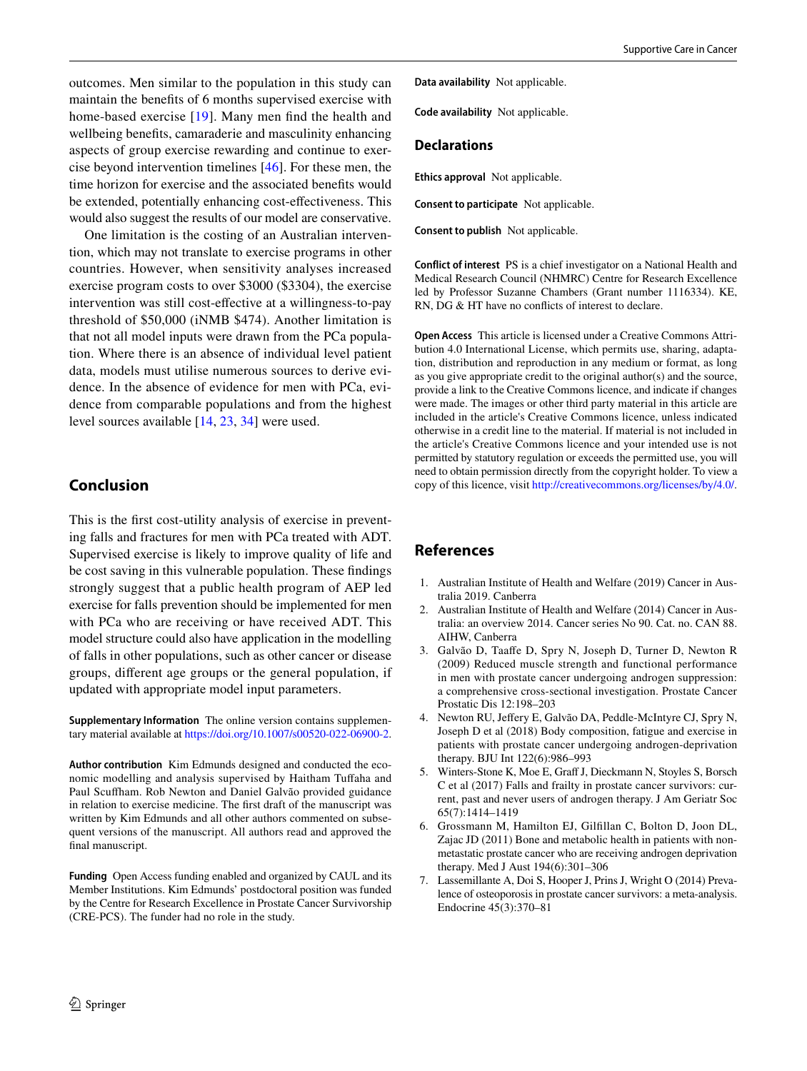outcomes. Men similar to the population in this study can maintain the benefits of 6 months supervised exercise with home-based exercise [19]. Many men find the health and wellbeing benefits, camaraderie and masculinity enhancing aspects of group exercise rewarding and continue to exercise beyond intervention timelines [46]. For these men, the time horizon for exercise and the associated benefits would be extended, potentially enhancing cost-effectiveness. This would also suggest the results of our model are conservative.

One limitation is the costing of an Australian intervention, which may not translate to exercise programs in other countries. However, when sensitivity analyses increased exercise program costs to over $3000 ($3304), the exercise intervention was still cost-effective at a willingness-to-pay threshold of $50,000 (iNMB $474). Another limitation is that not all model inputs were drawn from the PCa population. Where there is an absence of individual level patient data, models must utilise numerous sources to derive evidence. In the absence of evidence for men with PCa, evidence from comparable populations and from the highest level sources available [14, 23, 34] were used.

## Conclusion

This is the first cost-utility analysis of exercise in preventing falls and fractures for men with PCa treated with ADT. Supervised exercise is likely to improve quality of life and be cost saving in this vulnerable population. These findings strongly suggest that a public health program of AEP led exercise for falls prevention should be implemented for men with PCa who are receiving or have received ADT. This model structure could also have application in the modelling of falls in other populations, such as other cancer or disease groups, different age groups or the general population, if updated with appropriate model input parameters.

**Supplementary Information** The online version contains supplementary material available at https://doi.org/10.1007/s00520-022-06900-2.

**Author contribution** Kim Edmunds designed and conducted the economic modelling and analysis supervised by Haitham Tuffaha and Paul Scuffham. Rob Newton and Daniel Galvão provided guidance in relation to exercise medicine. The first draft of the manuscript was written by Kim Edmunds and all other authors commented on subsequent versions of the manuscript. All authors read and approved the final manuscript.

**Funding** Open Access funding enabled and organized by CAUL and its Member Institutions. Kim Edmunds' postdoctoral position was funded by the Centre for Research Excellence in Prostate Cancer Survivorship (CRE-PCS). The funder had no role in the study.

**Data availability** Not applicable.

**Code availability** Not applicable.

## Declarations

**Ethics approval** Not applicable.

**Consent to participate** Not applicable.

**Consent to publish** Not applicable.

**Conflict of interest** PS is a chief investigator on a National Health and Medical Research Council (NHMRC) Centre for Research Excellence led by Professor Suzanne Chambers (Grant number 1116334). KE, RN, DG & HT have no conflicts of interest to declare.

**Open Access** This article is licensed under a Creative Commons Attribution 4.0 International License, which permits use, sharing, adaptation, distribution and reproduction in any medium or format, as long as you give appropriate credit to the original author(s) and the source, provide a link to the Creative Commons licence, and indicate if changes were made. The images or other third party material in this article are included in the article's Creative Commons licence, unless indicated otherwise in a credit line to the material. If material is not included in the article's Creative Commons licence and your intended use is not permitted by statutory regulation or exceeds the permitted use, you will need to obtain permission directly from the copyright holder. To view a copy of this licence, visit http://creativecommons.org/licenses/by/4.0/.

## References

1. Australian Institute of Health and Welfare (2019) Cancer in Australia 2019. Canberra
2. Australian Institute of Health and Welfare (2014) Cancer in Australia: an overview 2014. Cancer series No 90. Cat. no. CAN 88. AIHW, Canberra
3. Galvão D, Taaffe D, Spry N, Joseph D, Turner D, Newton R (2009) Reduced muscle strength and functional performance in men with prostate cancer undergoing androgen suppression: a comprehensive cross-sectional investigation. Prostate Cancer Prostatic Dis 12:198–203
4. Newton RU, Jeffery E, Galvão DA, Peddle-McIntyre CJ, Spry N, Joseph D et al (2018) Body composition, fatigue and exercise in patients with prostate cancer undergoing androgen-deprivation therapy. BJU Int 122(6):986–993
5. Winters-Stone K, Moe E, Graff J, Dieckmann N, Stoyles S, Borsch C et al (2017) Falls and frailty in prostate cancer survivors: current, past and never users of androgen therapy. J Am Geriatr Soc 65(7):1414–1419
6. Grossmann M, Hamilton EJ, Gilfillan C, Bolton D, Joon DL, Zajac JD (2011) Bone and metabolic health in patients with non-metastatic prostate cancer who are receiving androgen deprivation therapy. Med J Aust 194(6):301–306
7. Lassemillante A, Doi S, Hooper J, Prins J, Wright O (2014) Prevalence of osteoporosis in prostate cancer survivors: a meta-analysis. Endocrine 45(3):370–81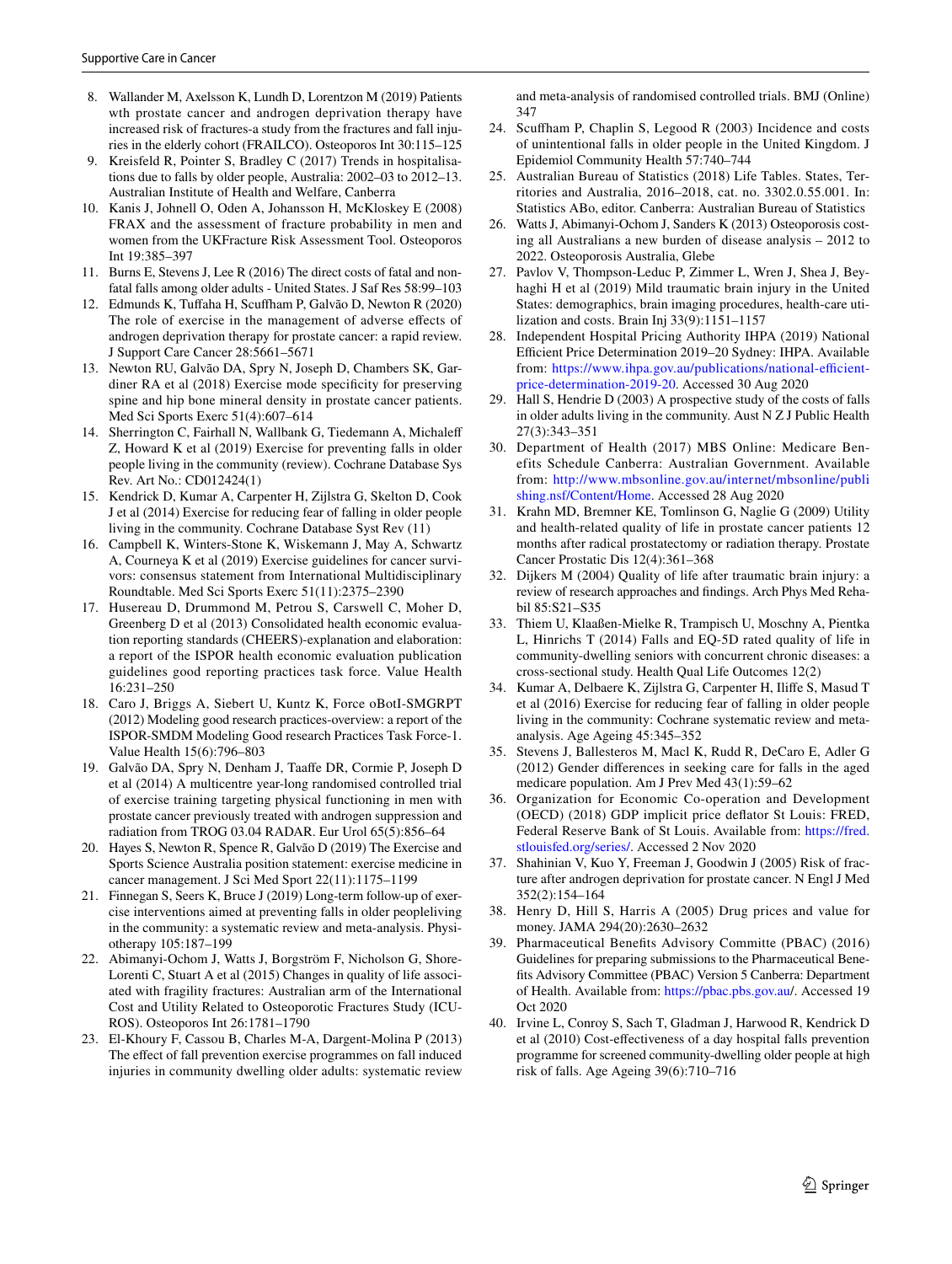8. Wallander M, Axelsson K, Lundh D, Lorentzon M (2019) Patients wth prostate cancer and androgen deprivation therapy have increased risk of fractures-a study from the fractures and fall injuries in the elderly cohort (FRAILCO). Osteoporos Int 30:115–125
9. Kreisfeld R, Pointer S, Bradley C (2017) Trends in hospitalisations due to falls by older people, Australia: 2002–03 to 2012–13. Australian Institute of Health and Welfare, Canberra
10. Kanis J, Johnell O, Oden A, Johansson H, McKloskey E (2008) FRAX and the assessment of fracture probability in men and women from the UKFracture Risk Assessment Tool. Osteoporos Int 19:385–397
11. Burns E, Stevens J, Lee R (2016) The direct costs of fatal and non-fatal falls among older adults - United States. J Saf Res 58:99–103
12. Edmunds K, Tuffaha H, Scuffham P, Galvão D, Newton R (2020) The role of exercise in the management of adverse effects of androgen deprivation therapy for prostate cancer: a rapid review. J Support Care Cancer 28:5661–5671
13. Newton RU, Galvão DA, Spry N, Joseph D, Chambers SK, Gardiner RA et al (2018) Exercise mode specificity for preserving spine and hip bone mineral density in prostate cancer patients. Med Sci Sports Exerc 51(4):607–614
14. Sherrington C, Fairhall N, Wallbank G, Tiedemann A, Michaleff Z, Howard K et al (2019) Exercise for preventing falls in older people living in the community (review). Cochrane Database Sys Rev. Art No.: CD012424(1)
15. Kendrick D, Kumar A, Carpenter H, Zijlstra G, Skelton D, Cook J et al (2014) Exercise for reducing fear of falling in older people living in the community. Cochrane Database Syst Rev (11)
16. Campbell K, Winters-Stone K, Wiskemann J, May A, Schwartz A, Courneya K et al (2019) Exercise guidelines for cancer survivors: consensus statement from International Multidisciplinary Roundtable. Med Sci Sports Exerc 51(11):2375–2390
17. Husereau D, Drummond M, Petrou S, Carswell C, Moher D, Greenberg D et al (2013) Consolidated health economic evaluation reporting standards (CHEERS)-explanation and elaboration: a report of the ISPOR health economic evaluation publication guidelines good reporting practices task force. Value Health 16:231–250
18. Caro J, Briggs A, Siebert U, Kuntz K, Force oBotI-SMGRPT (2012) Modeling good research practices-overview: a report of the ISPOR-SMDM Modeling Good research Practices Task Force-1. Value Health 15(6):796–803
19. Galvão DA, Spry N, Denham J, Taaffe DR, Cormie P, Joseph D et al (2014) A multicentre year-long randomised controlled trial of exercise training targeting physical functioning in men with prostate cancer previously treated with androgen suppression and radiation from TROG 03.04 RADAR. Eur Urol 65(5):856–64
20. Hayes S, Newton R, Spence R, Galvão D (2019) The Exercise and Sports Science Australia position statement: exercise medicine in cancer management. J Sci Med Sport 22(11):1175–1199
21. Finnegan S, Seers K, Bruce J (2019) Long-term follow-up of exercise interventions aimed at preventing falls in older peopleliving in the community: a systematic review and meta-analysis. Physiotherapy 105:187–199
22. Abimanyi-Ochom J, Watts J, Borgström F, Nicholson G, Shore-Lorenti C, Stuart A et al (2015) Changes in quality of life associated with fragility fractures: Australian arm of the International Cost and Utility Related to Osteoporotic Fractures Study (ICUROS). Osteoporos Int 26:1781–1790
23. El-Khoury F, Cassou B, Charles M-A, Dargent-Molina P (2013) The effect of fall prevention exercise programmes on fall induced injuries in community dwelling older adults: systematic review and meta-analysis of randomised controlled trials. BMJ (Online) 347
24. Scuffham P, Chaplin S, Legood R (2003) Incidence and costs of unintentional falls in older people in the United Kingdom. J Epidemiol Community Health 57:740–744
25. Australian Bureau of Statistics (2018) Life Tables. States, Territories and Australia, 2016–2018, cat. no. 3302.0.55.001. In: Statistics ABo, editor. Canberra: Australian Bureau of Statistics
26. Watts J, Abimanyi-Ochom J, Sanders K (2013) Osteoporosis costing all Australians a new burden of disease analysis – 2012 to 2022. Osteoporosis Australia, Glebe
27. Pavlov V, Thompson-Leduc P, Zimmer L, Wren J, Shea J, Beyhaghi H et al (2019) Mild traumatic brain injury in the United States: demographics, brain imaging procedures, health-care utilization and costs. Brain Inj 33(9):1151–1157
28. Independent Hospital Pricing Authority IHPA (2019) National Efficient Price Determination 2019–20 Sydney: IHPA. Available from: https://www.ihpa.gov.au/publications/national-efficient-price-determination-2019-20. Accessed 30 Aug 2020
29. Hall S, Hendrie D (2003) A prospective study of the costs of falls in older adults living in the community. Aust N Z J Public Health 27(3):343–351
30. Department of Health (2017) MBS Online: Medicare Benefits Schedule Canberra: Australian Government. Available from: http://www.mbsonline.gov.au/internet/mbsonline/publishing.nsf/Content/Home. Accessed 28 Aug 2020
31. Krahn MD, Bremner KE, Tomlinson G, Naglie G (2009) Utility and health-related quality of life in prostate cancer patients 12 months after radical prostatectomy or radiation therapy. Prostate Cancer Prostatic Dis 12(4):361–368
32. Dijkers M (2004) Quality of life after traumatic brain injury: a review of research approaches and findings. Arch Phys Med Rehabil 85:S21–S35
33. Thiem U, Klaaßen-Mielke R, Trampisch U, Moschny A, Pientka L, Hinrichs T (2014) Falls and EQ-5D rated quality of life in community-dwelling seniors with concurrent chronic diseases: a cross-sectional study. Health Qual Life Outcomes 12(2)
34. Kumar A, Delbaere K, Zijlstra G, Carpenter H, Iliffe S, Masud T et al (2016) Exercise for reducing fear of falling in older people living in the community: Cochrane systematic review and meta-analysis. Age Ageing 45:345–352
35. Stevens J, Ballesteros M, Macl K, Rudd R, DeCaro E, Adler G (2012) Gender differences in seeking care for falls in the aged medicare population. Am J Prev Med 43(1):59–62
36. Organization for Economic Co-operation and Development (OECD) (2018) GDP implicit price deflator St Louis: FRED, Federal Reserve Bank of St Louis. Available from: https://fred.stlouisfed.org/series/. Accessed 2 Nov 2020
37. Shahinian V, Kuo Y, Freeman J, Goodwin J (2005) Risk of fracture after androgen deprivation for prostate cancer. N Engl J Med 352(2):154–164
38. Henry D, Hill S, Harris A (2005) Drug prices and value for money. JAMA 294(20):2630–2632
39. Pharmaceutical Benefits Advisory Committe (PBAC) (2016) Guidelines for preparing submissions to the Pharmaceutical Benefits Advisory Committee (PBAC) Version 5 Canberra: Department of Health. Available from: https://pbac.pbs.gov.au/. Accessed 19 Oct 2020
40. Irvine L, Conroy S, Sach T, Gladman J, Harwood R, Kendrick D et al (2010) Cost-effectiveness of a day hospital falls prevention programme for screened community-dwelling older people at high risk of falls. Age Ageing 39(6):710–716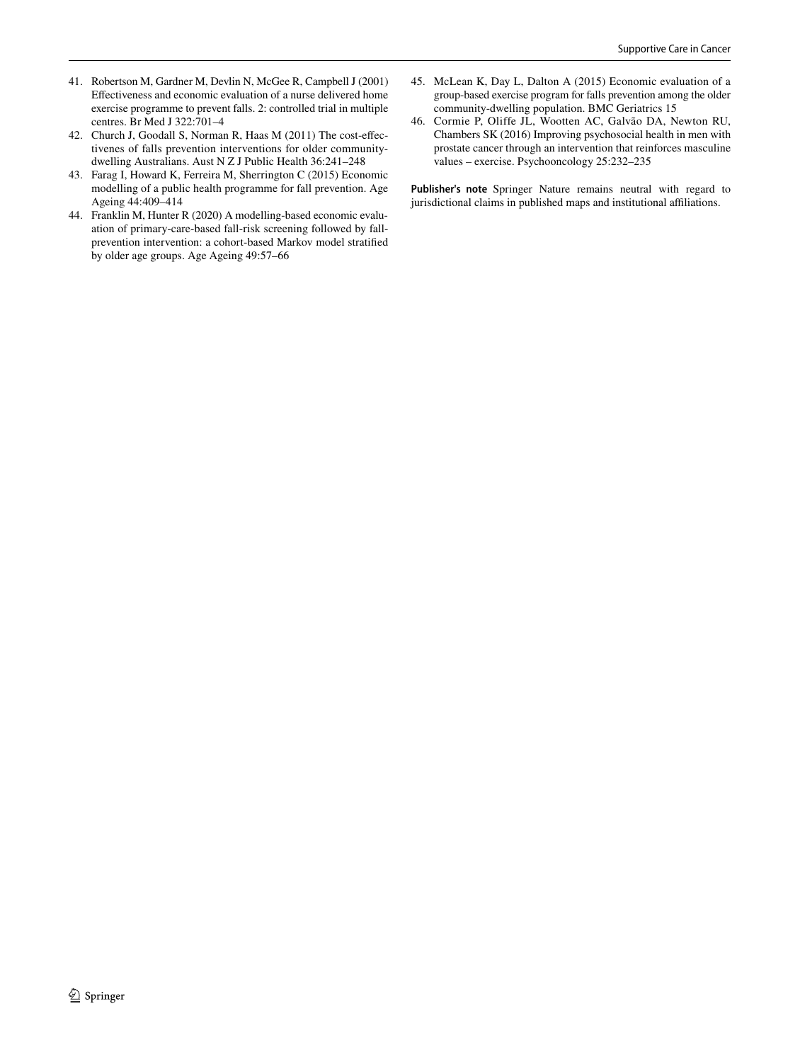41. Robertson M, Gardner M, Devlin N, McGee R, Campbell J (2001) Effectiveness and economic evaluation of a nurse delivered home exercise programme to prevent falls. 2: controlled trial in multiple centres. Br Med J 322:701–4
42. Church J, Goodall S, Norman R, Haas M (2011) The cost-effectivenes of falls prevention interventions for older community-dwelling Australians. Aust N Z J Public Health 36:241–248
43. Farag I, Howard K, Ferreira M, Sherrington C (2015) Economic modelling of a public health programme for fall prevention. Age Ageing 44:409–414
44. Franklin M, Hunter R (2020) A modelling-based economic evaluation of primary-care-based fall-risk screening followed by fall-prevention intervention: a cohort-based Markov model stratified by older age groups. Age Ageing 49:57–66
45. McLean K, Day L, Dalton A (2015) Economic evaluation of a group-based exercise program for falls prevention among the older community-dwelling population. BMC Geriatrics 15
46. Cormie P, Oliffe JL, Wootten AC, Galvão DA, Newton RU, Chambers SK (2016) Improving psychosocial health in men with prostate cancer through an intervention that reinforces masculine values – exercise. Psychooncology 25:232–235

**Publisher's note** Springer Nature remains neutral with regard to jurisdictional claims in published maps and institutional affiliations.